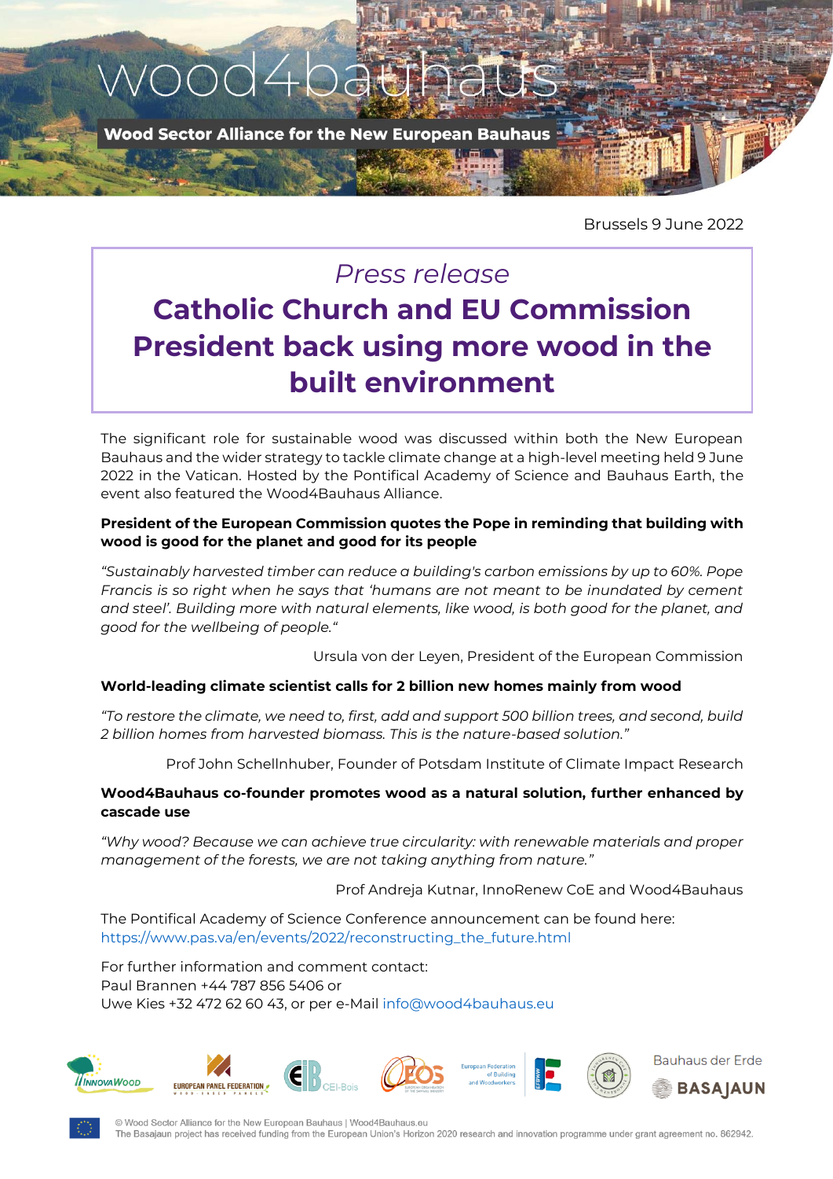wood4bauhaus

**Wood Sector Alliance for the New European Bauhaus**

Brussels 9 June 2022

*Press release*

# Catholic Church and EU Commission President back using more wood in the built environment

The significant role for sustainable wood was discussed within both the New European Bauhaus and the wider strategy to tackle climate change at a high-level meeting held 9 June 2022 in the Vatican. Hosted by the Pontifical Academy of Science and Bauhaus Earth, the event also featured the Wood4Bauhaus Alliance.

**President of the European Commission quotes the Pope in reminding that building with wood is good for the planet and good for its people**

*"Sustainably harvested timber can reduce a building's carbon emissions by up to 60%. Pope Francis is so right when he says that 'humans are not meant to be inundated by cement and steel'. Building more with natural elements, like wood, is both good for the planet, and good for the wellbeing of people."*

Ursula von der Leyen, President of the European Commission

**World-leading climate scientist calls for 2 billion new homes mainly from wood**

*"To restore the climate, we need to, first, add and support 500 billion trees, and second, build 2 billion homes from harvested biomass. This is the nature-based solution."*

Prof John Schellnhuber, Founder of Potsdam Institute of Climate Impact Research

**Wood4Bauhaus co-founder promotes wood as a natural solution, further enhanced by cascade use**

*"Why wood? Because we can achieve true circularity: with renewable materials and proper management of the forests, we are not taking anything from nature."*

Prof Andreja Kutnar, InnoRenew CoE and Wood4Bauhaus

The Pontifical Academy of Science Conference announcement can be found here:
https://www.pas.va/en/events/2022/reconstructing_the_future.html

For further information and comment contact:
Paul Brannen +44 787 856 5406 or
Uwe Kies +32 472 62 60 43, or per e-Mail info@wood4bauhaus.eu

InnovaWood | European Panel Federation | CEI-Bois | EOS | European Federation of Building and Woodworkers | Bauhaus der Erde | BASAJAUN

© Wood Sector Alliance for the New European Bauhaus | Wood4Bauhaus.eu
The Basajaun project has received funding from the European Union's Horizon 2020 research and innovation programme under grant agreement no. 862942.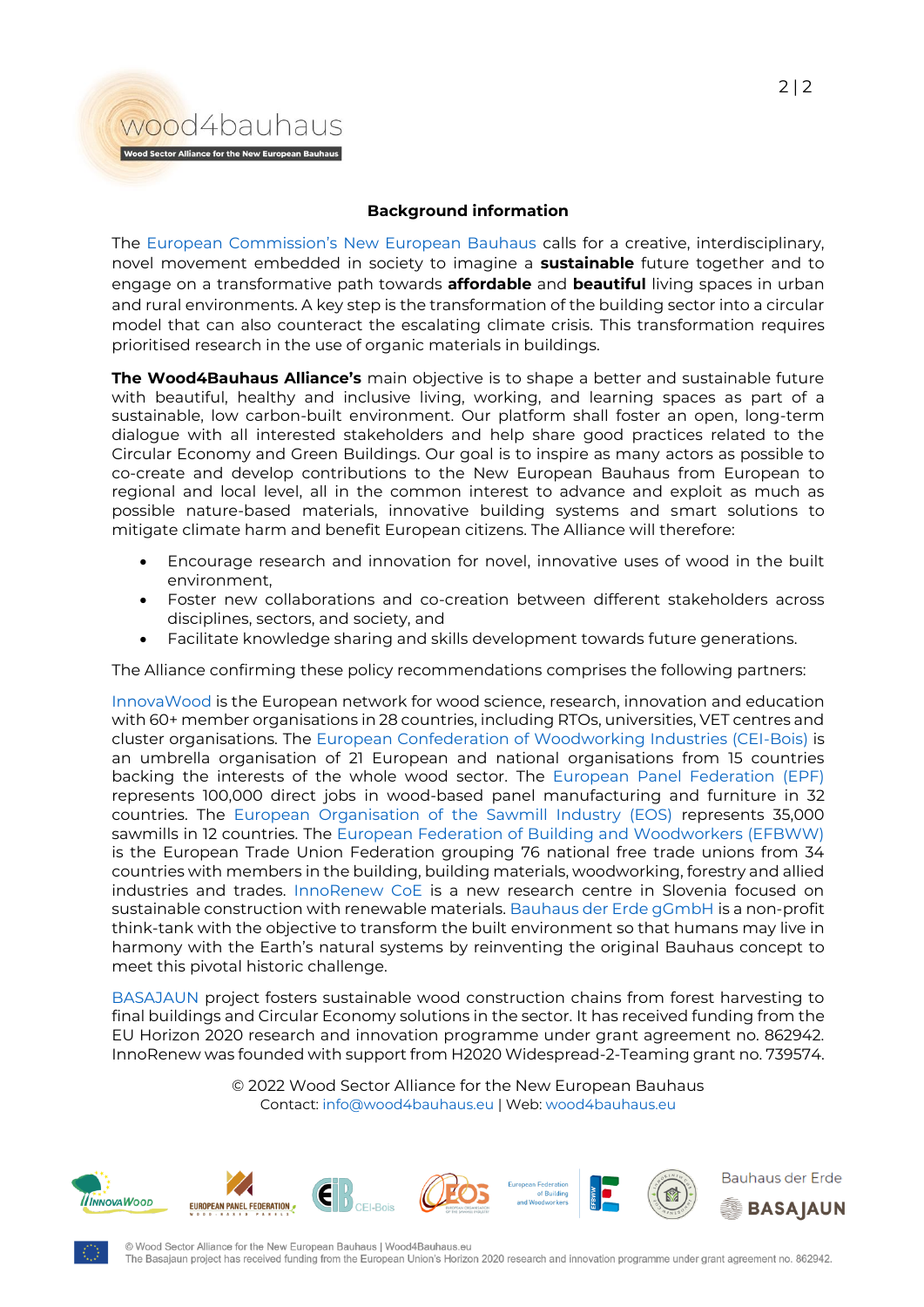## Background information

The European Commission's New European Bauhaus calls for a creative, interdisciplinary, novel movement embedded in society to imagine a **sustainable** future together and to engage on a transformative path towards **affordable** and **beautiful** living spaces in urban and rural environments. A key step is the transformation of the building sector into a circular model that can also counteract the escalating climate crisis. This transformation requires prioritised research in the use of organic materials in buildings.

**The Wood4Bauhaus Alliance's** main objective is to shape a better and sustainable future with beautiful, healthy and inclusive living, working, and learning spaces as part of a sustainable, low carbon-built environment. Our platform shall foster an open, long-term dialogue with all interested stakeholders and help share good practices related to the Circular Economy and Green Buildings. Our goal is to inspire as many actors as possible to co-create and develop contributions to the New European Bauhaus from European to regional and local level, all in the common interest to advance and exploit as much as possible nature-based materials, innovative building systems and smart solutions to mitigate climate harm and benefit European citizens. The Alliance will therefore:

- Encourage research and innovation for novel, innovative uses of wood in the built environment,
- Foster new collaborations and co-creation between different stakeholders across disciplines, sectors, and society, and
- Facilitate knowledge sharing and skills development towards future generations.

The Alliance confirming these policy recommendations comprises the following partners:

InnovaWood is the European network for wood science, research, innovation and education with 60+ member organisations in 28 countries, including RTOs, universities, VET centres and cluster organisations. The European Confederation of Woodworking Industries (CEI-Bois) is an umbrella organisation of 21 European and national organisations from 15 countries backing the interests of the whole wood sector. The European Panel Federation (EPF) represents 100,000 direct jobs in wood-based panel manufacturing and furniture in 32 countries. The European Organisation of the Sawmill Industry (EOS) represents 35,000 sawmills in 12 countries. The European Federation of Building and Woodworkers (EFBWW) is the European Trade Union Federation grouping 76 national free trade unions from 34 countries with members in the building, building materials, woodworking, forestry and allied industries and trades. InnoRenew CoE is a new research centre in Slovenia focused on sustainable construction with renewable materials. Bauhaus der Erde gGmbH is a non-profit think-tank with the objective to transform the built environment so that humans may live in harmony with the Earth's natural systems by reinventing the original Bauhaus concept to meet this pivotal historic challenge.

BASAJAUN project fosters sustainable wood construction chains from forest harvesting to final buildings and Circular Economy solutions in the sector. It has received funding from the EU Horizon 2020 research and innovation programme under grant agreement no. 862942. InnoRenew was founded with support from H2020 Widespread-2-Teaming grant no. 739574.

© 2022 Wood Sector Alliance for the New European Bauhaus
Contact: info@wood4bauhaus.eu | Web: wood4bauhaus.eu

© Wood Sector Alliance for the New European Bauhaus | Wood4Bauhaus.eu
The Basajaun project has received funding from the European Union's Horizon 2020 research and innovation programme under grant agreement no. 862942.